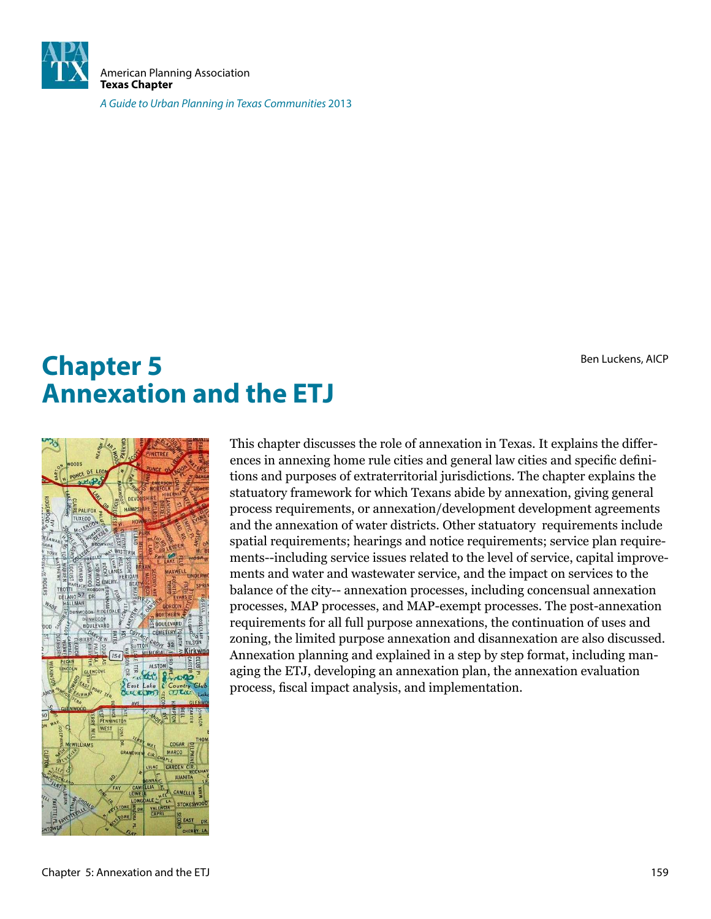American Planning Association
**Texas Chapter**

*A Guide to Urban Planning in Texas Communities* 2013

# Chapter 5
# Annexation and the ETJ

Ben Luckens, AICP

This chapter discusses the role of annexation in Texas. It explains the differences in annexing home rule cities and general law cities and specific definitions and purposes of extraterritorial jurisdictions. The chapter explains the statuatory framework for which Texans abide by annexation, giving general process requirements, or annexation/development development agreements and the annexation of water districts. Other statuatory requirements include spatial requirements; hearings and notice requirements; service plan requirements--including service issues related to the level of service, capital improvements and water and wastewater service, and the impact on services to the balance of the city-- annexation processes, including concensual annexation processes, MAP processes, and MAP-exempt processes. The post-annexation requirements for all full purpose annexations, the continuation of uses and zoning, the limited purpose annexation and disannexation are also discussed. Annexation planning and explained in a step by step format, including managing the ETJ, developing an annexation plan, the annexation evaluation process, fiscal impact analysis, and implementation.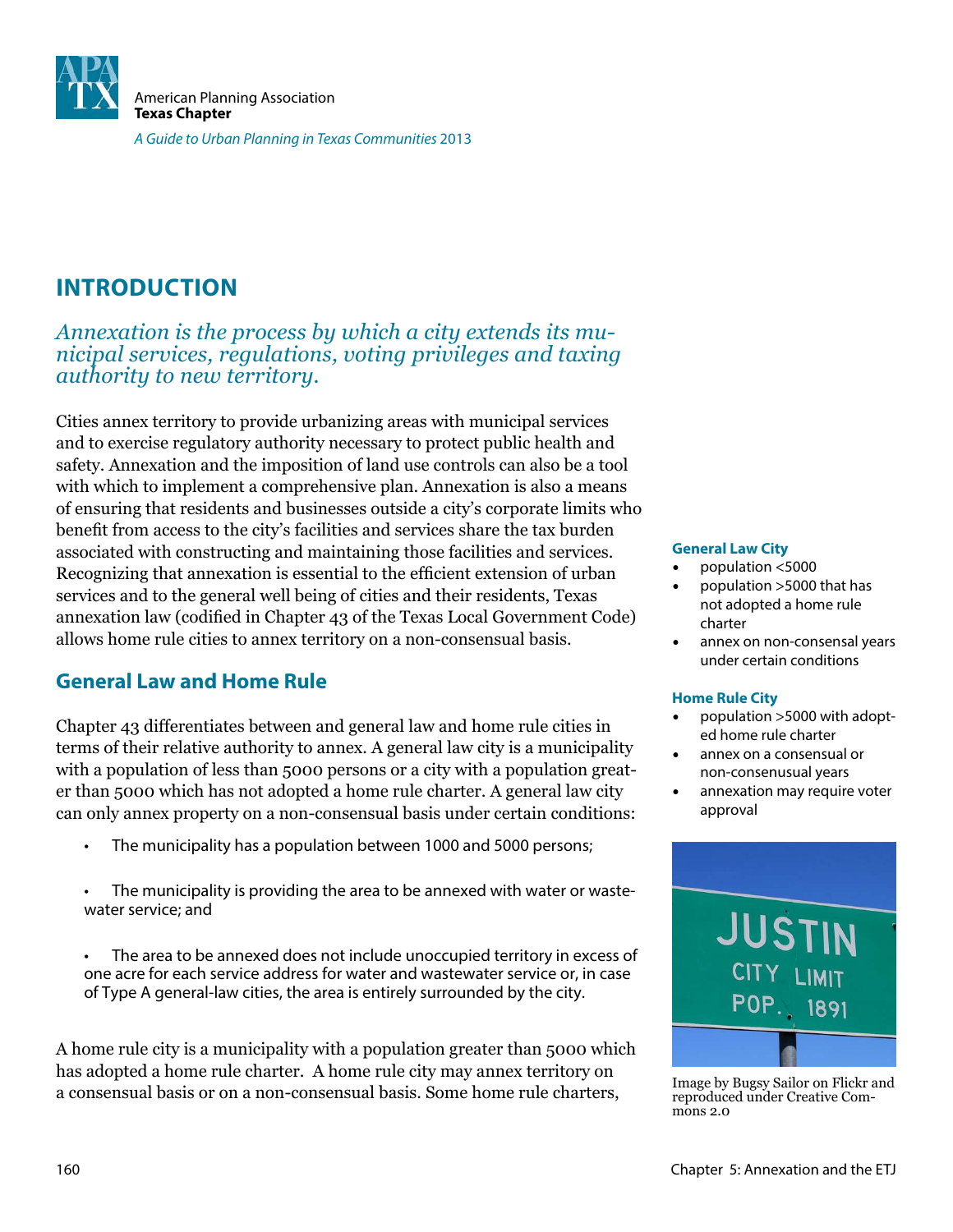## INTRODUCTION

*Annexation is the process by which a city extends its municipal services, regulations, voting privileges and taxing authority to new territory.*

Cities annex territory to provide urbanizing areas with municipal services and to exercise regulatory authority necessary to protect public health and safety. Annexation and the imposition of land use controls can also be a tool with which to implement a comprehensive plan. Annexation is also a means of ensuring that residents and businesses outside a city's corporate limits who benefit from access to the city's facilities and services share the tax burden associated with constructing and maintaining those facilities and services. Recognizing that annexation is essential to the efficient extension of urban services and to the general well being of cities and their residents, Texas annexation law (codified in Chapter 43 of the Texas Local Government Code) allows home rule cities to annex territory on a non-consensual basis.

### General Law and Home Rule

Chapter 43 differentiates between and general law and home rule cities in terms of their relative authority to annex. A general law city is a municipality with a population of less than 5000 persons or a city with a population greater than 5000 which has not adopted a home rule charter. A general law city can only annex property on a non-consensual basis under certain conditions:

- The municipality has a population between 1000 and 5000 persons;
- The municipality is providing the area to be annexed with water or wastewater service; and
- The area to be annexed does not include unoccupied territory in excess of one acre for each service address for water and wastewater service or, in case of Type A general-law cities, the area is entirely surrounded by the city.

A home rule city is a municipality with a population greater than 5000 which has adopted a home rule charter. A home rule city may annex territory on a consensual basis or on a non-consensual basis. Some home rule charters,

**General Law City**

- population <5000
- population >5000 that has not adopted a home rule charter
- annex on non-consensal years under certain conditions

**Home Rule City**

- population >5000 with adopted home rule charter
- annex on a consensual or non-consenusual years
- annexation may require voter approval

Image by Bugsy Sailor on Flickr and reproduced under Creative Commons 2.0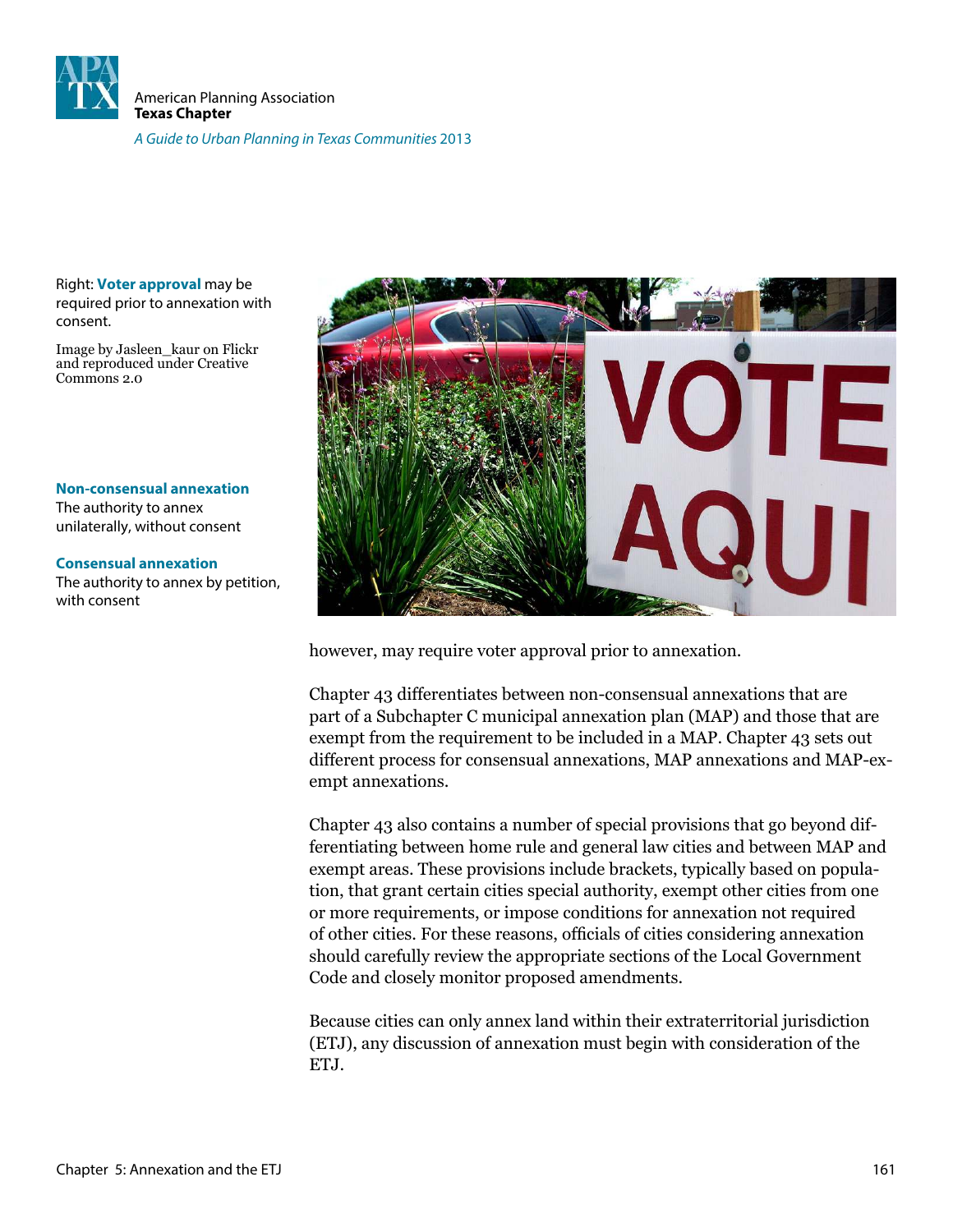Right: **Voter approval** may be required prior to annexation with consent.

Image by Jasleen_kaur on Flickr and reproduced under Creative Commons 2.0

**Non-consensual annexation**
The authority to annex unilaterally, without consent

**Consensual annexation**
The authority to annex by petition, with consent

however, may require voter approval prior to annexation.

Chapter 43 differentiates between non-consensual annexations that are part of a Subchapter C municipal annexation plan (MAP) and those that are exempt from the requirement to be included in a MAP. Chapter 43 sets out different process for consensual annexations, MAP annexations and MAP-exempt annexations.

Chapter 43 also contains a number of special provisions that go beyond differentiating between home rule and general law cities and between MAP and exempt areas. These provisions include brackets, typically based on population, that grant certain cities special authority, exempt other cities from one or more requirements, or impose conditions for annexation not required of other cities. For these reasons, officials of cities considering annexation should carefully review the appropriate sections of the Local Government Code and closely monitor proposed amendments.

Because cities can only annex land within their extraterritorial jurisdiction (ETJ), any discussion of annexation must begin with consideration of the ETJ.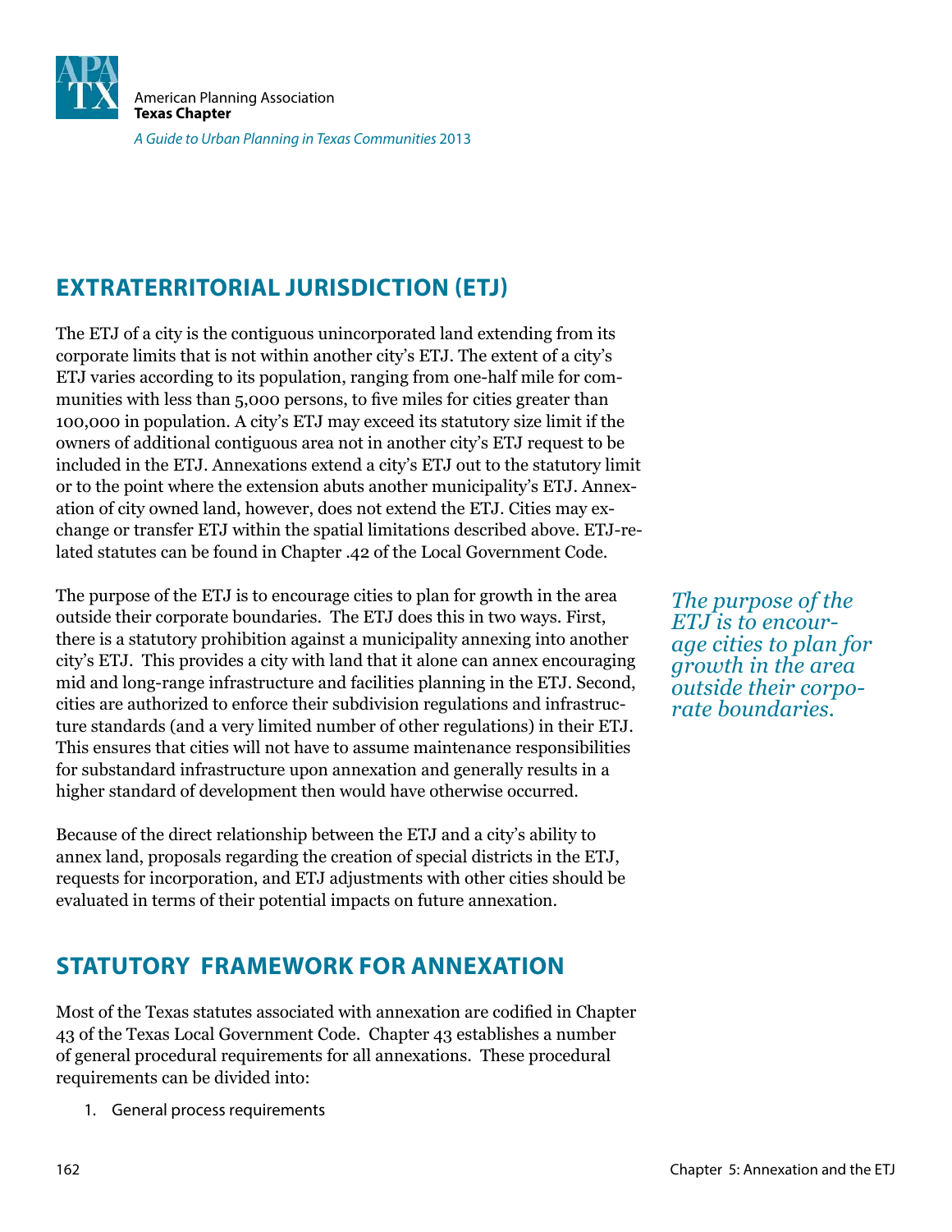## EXTRATERRITORIAL JURISDICTION (ETJ)

The ETJ of a city is the contiguous unincorporated land extending from its corporate limits that is not within another city's ETJ. The extent of a city's ETJ varies according to its population, ranging from one-half mile for communities with less than 5,000 persons, to five miles for cities greater than 100,000 in population. A city's ETJ may exceed its statutory size limit if the owners of additional contiguous area not in another city's ETJ request to be included in the ETJ. Annexations extend a city's ETJ out to the statutory limit or to the point where the extension abuts another municipality's ETJ. Annexation of city owned land, however, does not extend the ETJ. Cities may exchange or transfer ETJ within the spatial limitations described above. ETJ-related statutes can be found in Chapter .42 of the Local Government Code.

The purpose of the ETJ is to encourage cities to plan for growth in the area outside their corporate boundaries. The ETJ does this in two ways. First, there is a statutory prohibition against a municipality annexing into another city's ETJ. This provides a city with land that it alone can annex encouraging mid and long-range infrastructure and facilities planning in the ETJ. Second, cities are authorized to enforce their subdivision regulations and infrastructure standards (and a very limited number of other regulations) in their ETJ. This ensures that cities will not have to assume maintenance responsibilities for substandard infrastructure upon annexation and generally results in a higher standard of development then would have otherwise occurred.

*The purpose of the ETJ is to encourage cities to plan for growth in the area outside their corporate boundaries.*

Because of the direct relationship between the ETJ and a city's ability to annex land, proposals regarding the creation of special districts in the ETJ, requests for incorporation, and ETJ adjustments with other cities should be evaluated in terms of their potential impacts on future annexation.

## STATUTORY FRAMEWORK FOR ANNEXATION

Most of the Texas statutes associated with annexation are codified in Chapter 43 of the Texas Local Government Code. Chapter 43 establishes a number of general procedural requirements for all annexations. These procedural requirements can be divided into:

1. General process requirements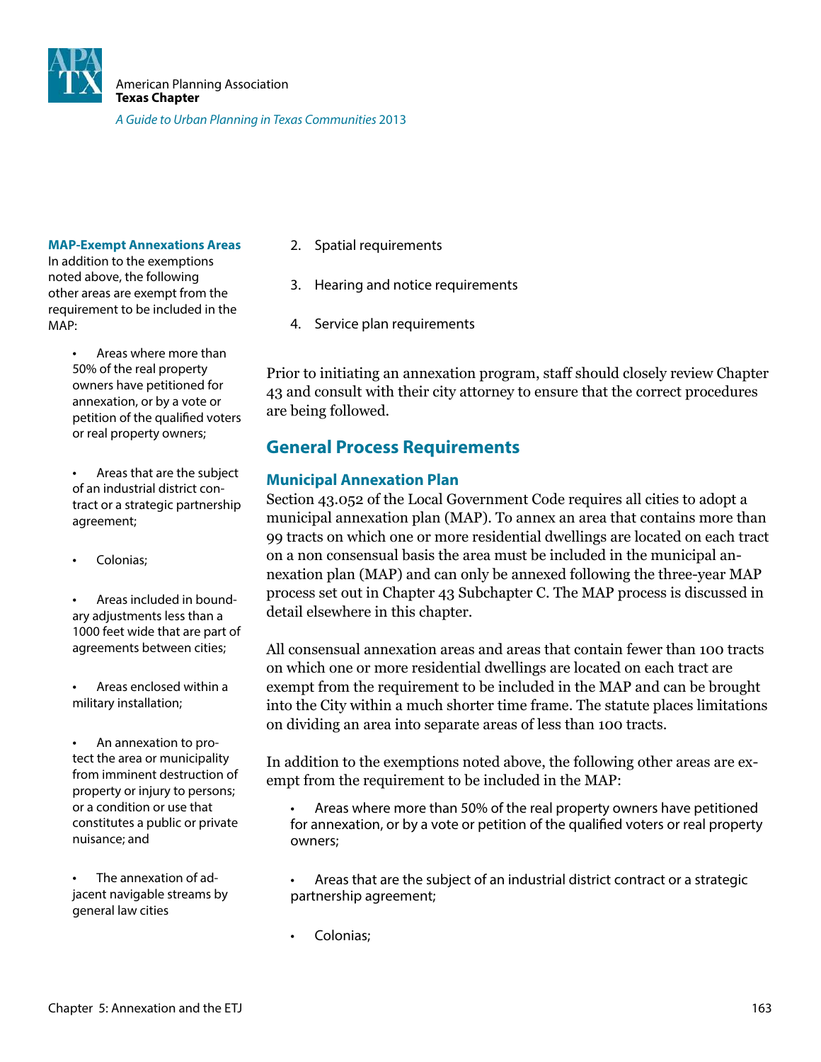### MAP-Exempt Annexations Areas

In addition to the exemptions noted above, the following other areas are exempt from the requirement to be included in the MAP:

- Areas where more than 50% of the real property owners have petitioned for annexation, or by a vote or petition of the qualified voters or real property owners;
- Areas that are the subject of an industrial district contract or a strategic partnership agreement;
- Colonias;
- Areas included in boundary adjustments less than a 1000 feet wide that are part of agreements between cities;
- Areas enclosed within a military installation;
- An annexation to protect the area or municipality from imminent destruction of property or injury to persons; or a condition or use that constitutes a public or private nuisance; and
- The annexation of adjacent navigable streams by general law cities

2. Spatial requirements
3. Hearing and notice requirements
4. Service plan requirements

Prior to initiating an annexation program, staff should closely review Chapter 43 and consult with their city attorney to ensure that the correct procedures are being followed.

## General Process Requirements

### Municipal Annexation Plan

Section 43.052 of the Local Government Code requires all cities to adopt a municipal annexation plan (MAP). To annex an area that contains more than 99 tracts on which one or more residential dwellings are located on each tract on a non consensual basis the area must be included in the municipal annexation plan (MAP) and can only be annexed following the three-year MAP process set out in Chapter 43 Subchapter C. The MAP process is discussed in detail elsewhere in this chapter.

All consensual annexation areas and areas that contain fewer than 100 tracts on which one or more residential dwellings are located on each tract are exempt from the requirement to be included in the MAP and can be brought into the City within a much shorter time frame. The statute places limitations on dividing an area into separate areas of less than 100 tracts.

In addition to the exemptions noted above, the following other areas are exempt from the requirement to be included in the MAP:

- Areas where more than 50% of the real property owners have petitioned for annexation, or by a vote or petition of the qualified voters or real property owners;
- Areas that are the subject of an industrial district contract or a strategic partnership agreement;
- Colonias;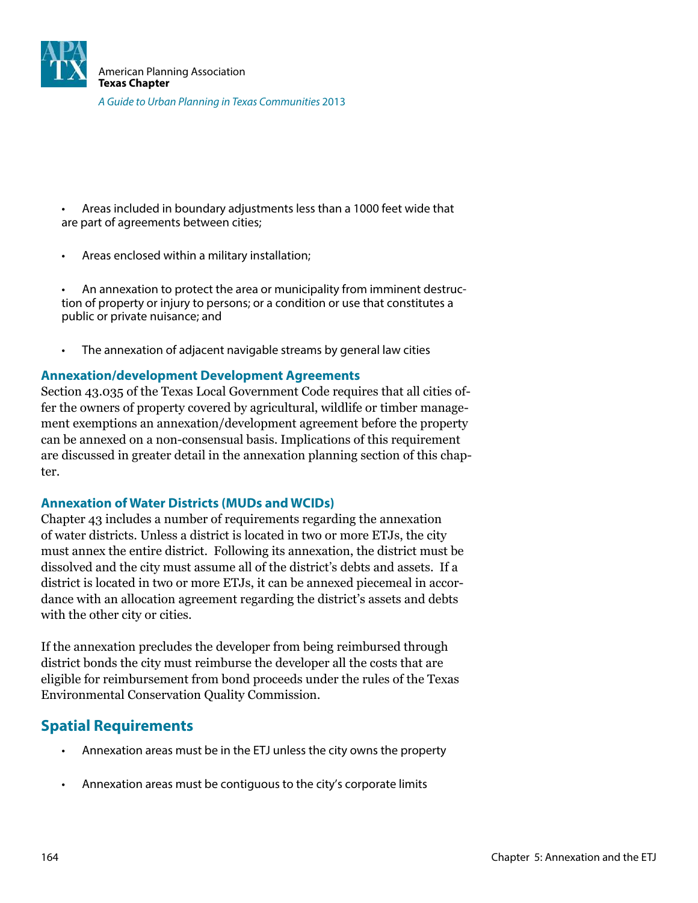- Areas included in boundary adjustments less than a 1000 feet wide that are part of agreements between cities;

- Areas enclosed within a military installation;

- An annexation to protect the area or municipality from imminent destruction of property or injury to persons; or a condition or use that constitutes a public or private nuisance; and

- The annexation of adjacent navigable streams by general law cities

### Annexation/development Development Agreements

Section 43.035 of the Texas Local Government Code requires that all cities offer the owners of property covered by agricultural, wildlife or timber management exemptions an annexation/development agreement before the property can be annexed on a non-consensual basis. Implications of this requirement are discussed in greater detail in the annexation planning section of this chapter.

### Annexation of Water Districts (MUDs and WCIDs)

Chapter 43 includes a number of requirements regarding the annexation of water districts. Unless a district is located in two or more ETJs, the city must annex the entire district. Following its annexation, the district must be dissolved and the city must assume all of the district's debts and assets. If a district is located in two or more ETJs, it can be annexed piecemeal in accordance with an allocation agreement regarding the district's assets and debts with the other city or cities.

If the annexation precludes the developer from being reimbursed through district bonds the city must reimburse the developer all the costs that are eligible for reimbursement from bond proceeds under the rules of the Texas Environmental Conservation Quality Commission.

## Spatial Requirements

- Annexation areas must be in the ETJ unless the city owns the property

- Annexation areas must be contiguous to the city's corporate limits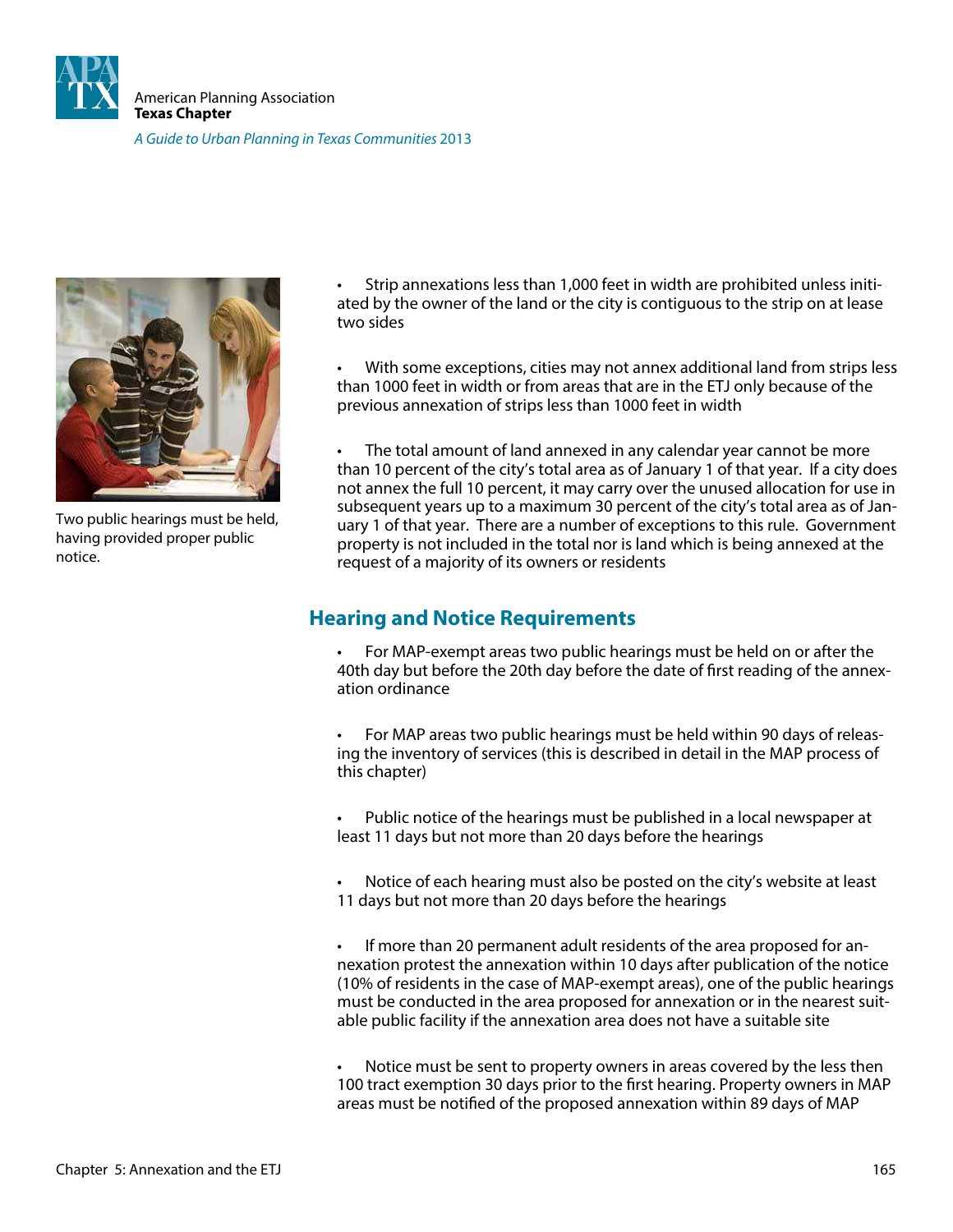Two public hearings must be held, having provided proper public notice.

- Strip annexations less than 1,000 feet in width are prohibited unless initiated by the owner of the land or the city is contiguous to the strip on at lease two sides

- With some exceptions, cities may not annex additional land from strips less than 1000 feet in width or from areas that are in the ETJ only because of the previous annexation of strips less than 1000 feet in width

- The total amount of land annexed in any calendar year cannot be more than 10 percent of the city's total area as of January 1 of that year. If a city does not annex the full 10 percent, it may carry over the unused allocation for use in subsequent years up to a maximum 30 percent of the city's total area as of January 1 of that year. There are a number of exceptions to this rule. Government property is not included in the total nor is land which is being annexed at the request of a majority of its owners or residents

## Hearing and Notice Requirements

- For MAP-exempt areas two public hearings must be held on or after the 40th day but before the 20th day before the date of first reading of the annexation ordinance

- For MAP areas two public hearings must be held within 90 days of releasing the inventory of services (this is described in detail in the MAP process of this chapter)

- Public notice of the hearings must be published in a local newspaper at least 11 days but not more than 20 days before the hearings

- Notice of each hearing must also be posted on the city's website at least 11 days but not more than 20 days before the hearings

- If more than 20 permanent adult residents of the area proposed for annexation protest the annexation within 10 days after publication of the notice (10% of residents in the case of MAP-exempt areas), one of the public hearings must be conducted in the area proposed for annexation or in the nearest suitable public facility if the annexation area does not have a suitable site

- Notice must be sent to property owners in areas covered by the less then 100 tract exemption 30 days prior to the first hearing. Property owners in MAP areas must be notified of the proposed annexation within 89 days of MAP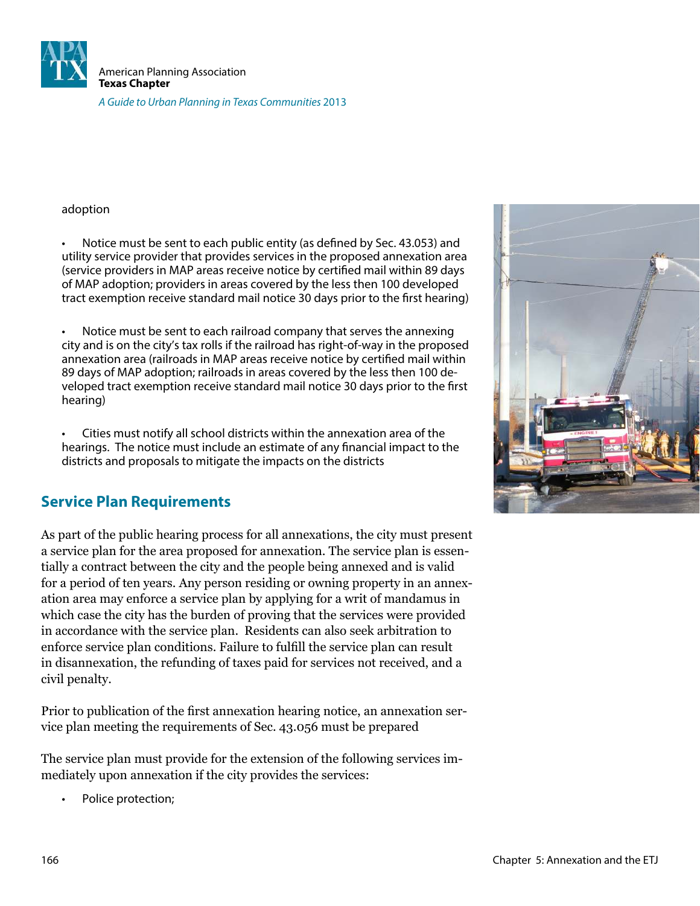adoption

- Notice must be sent to each public entity (as defined by Sec. 43.053) and utility service provider that provides services in the proposed annexation area (service providers in MAP areas receive notice by certified mail within 89 days of MAP adoption; providers in areas covered by the less then 100 developed tract exemption receive standard mail notice 30 days prior to the first hearing)

- Notice must be sent to each railroad company that serves the annexing city and is on the city's tax rolls if the railroad has right-of-way in the proposed annexation area (railroads in MAP areas receive notice by certified mail within 89 days of MAP adoption; railroads in areas covered by the less then 100 developed tract exemption receive standard mail notice 30 days prior to the first hearing)

- Cities must notify all school districts within the annexation area of the hearings. The notice must include an estimate of any financial impact to the districts and proposals to mitigate the impacts on the districts

## Service Plan Requirements

As part of the public hearing process for all annexations, the city must present a service plan for the area proposed for annexation. The service plan is essentially a contract between the city and the people being annexed and is valid for a period of ten years. Any person residing or owning property in an annexation area may enforce a service plan by applying for a writ of mandamus in which case the city has the burden of proving that the services were provided in accordance with the service plan. Residents can also seek arbitration to enforce service plan conditions. Failure to fulfill the service plan can result in disannexation, the refunding of taxes paid for services not received, and a civil penalty.

Prior to publication of the first annexation hearing notice, an annexation service plan meeting the requirements of Sec. 43.056 must be prepared

The service plan must provide for the extension of the following services immediately upon annexation if the city provides the services:

- Police protection;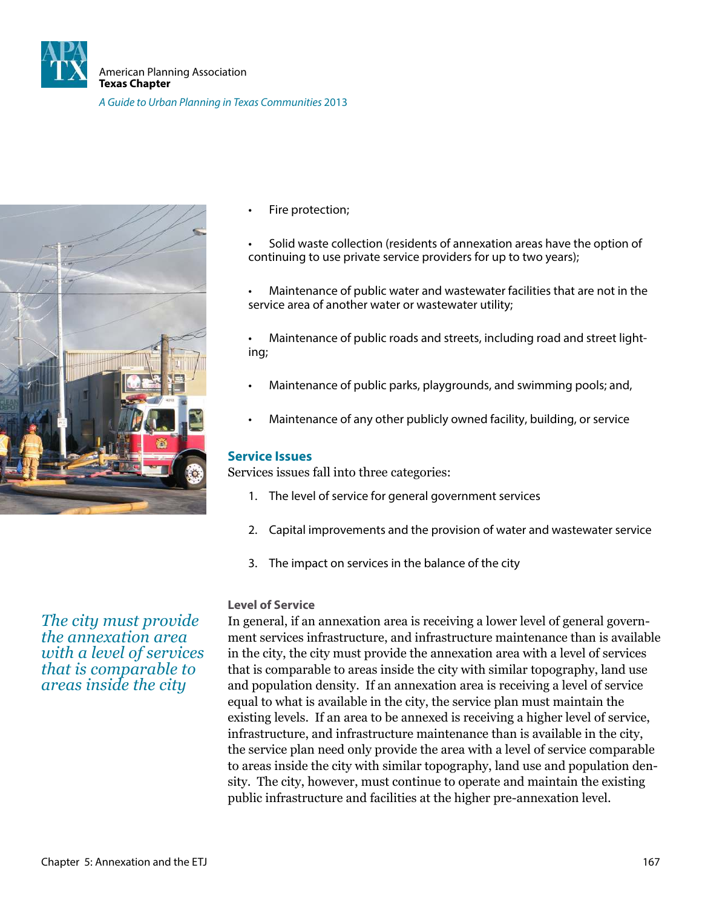- Fire protection;
- Solid waste collection (residents of annexation areas have the option of continuing to use private service providers for up to two years);
- Maintenance of public water and wastewater facilities that are not in the service area of another water or wastewater utility;
- Maintenance of public roads and streets, including road and street lighting;
- Maintenance of public parks, playgrounds, and swimming pools; and,
- Maintenance of any other publicly owned facility, building, or service

## Service Issues

Services issues fall into three categories:

1. The level of service for general government services
2. Capital improvements and the provision of water and wastewater service
3. The impact on services in the balance of the city

*The city must provide the annexation area with a level of services that is comparable to areas inside the city*

### Level of Service

In general, if an annexation area is receiving a lower level of general government services infrastructure, and infrastructure maintenance than is available in the city, the city must provide the annexation area with a level of services that is comparable to areas inside the city with similar topography, land use and population density. If an annexation area is receiving a level of service equal to what is available in the city, the service plan must maintain the existing levels. If an area to be annexed is receiving a higher level of service, infrastructure, and infrastructure maintenance than is available in the city, the service plan need only provide the area with a level of service comparable to areas inside the city with similar topography, land use and population density. The city, however, must continue to operate and maintain the existing public infrastructure and facilities at the higher pre-annexation level.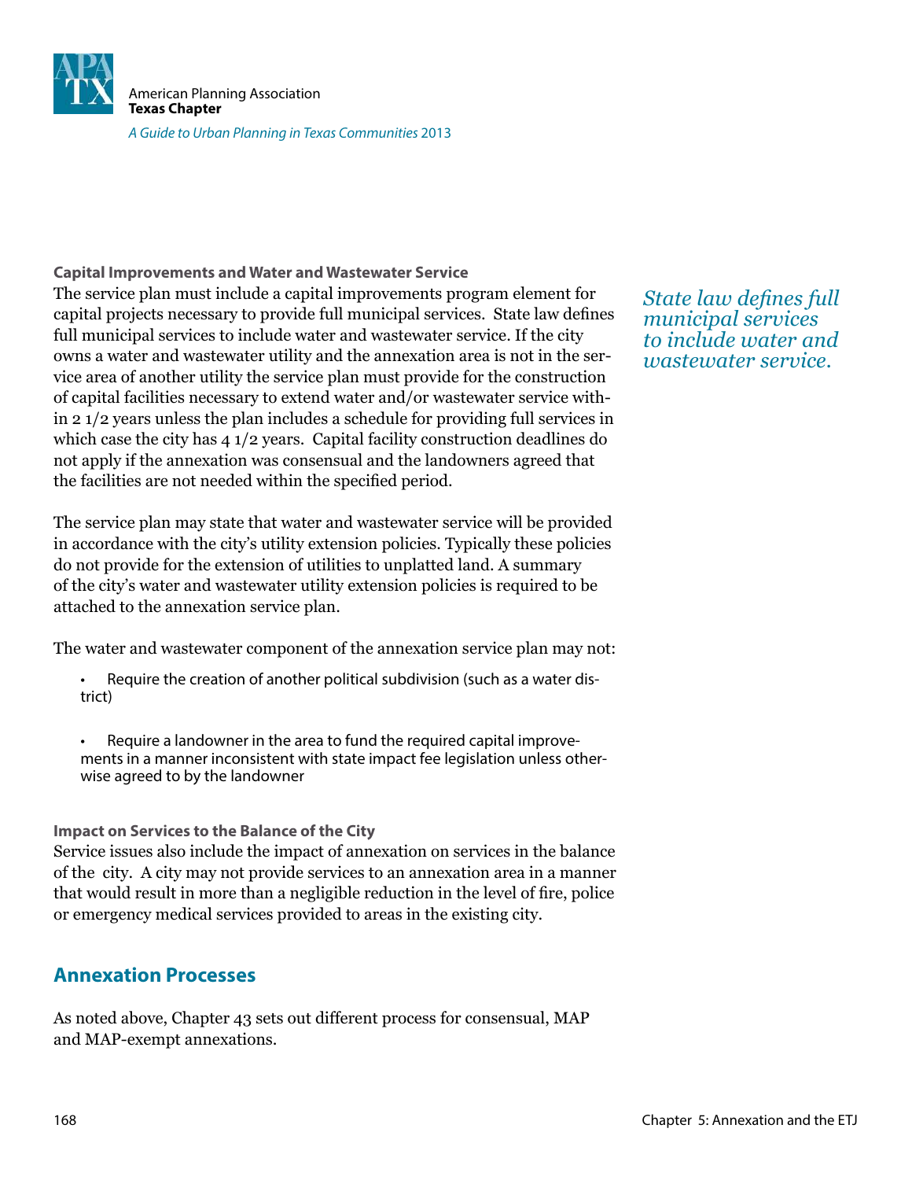### Capital Improvements and Water and Wastewater Service

The service plan must include a capital improvements program element for capital projects necessary to provide full municipal services. State law defines full municipal services to include water and wastewater service. If the city owns a water and wastewater utility and the annexation area is not in the service area of another utility the service plan must provide for the construction of capital facilities necessary to extend water and/or wastewater service within 2 1/2 years unless the plan includes a schedule for providing full services in which case the city has 4 1/2 years. Capital facility construction deadlines do not apply if the annexation was consensual and the landowners agreed that the facilities are not needed within the specified period.

*State law defines full municipal services to include water and wastewater service.*

The service plan may state that water and wastewater service will be provided in accordance with the city's utility extension policies. Typically these policies do not provide for the extension of utilities to unplatted land. A summary of the city's water and wastewater utility extension policies is required to be attached to the annexation service plan.

The water and wastewater component of the annexation service plan may not:

- Require the creation of another political subdivision (such as a water district)
- Require a landowner in the area to fund the required capital improvements in a manner inconsistent with state impact fee legislation unless otherwise agreed to by the landowner

### Impact on Services to the Balance of the City

Service issues also include the impact of annexation on services in the balance of the city. A city may not provide services to an annexation area in a manner that would result in more than a negligible reduction in the level of fire, police or emergency medical services provided to areas in the existing city.

## Annexation Processes

As noted above, Chapter 43 sets out different process for consensual, MAP and MAP-exempt annexations.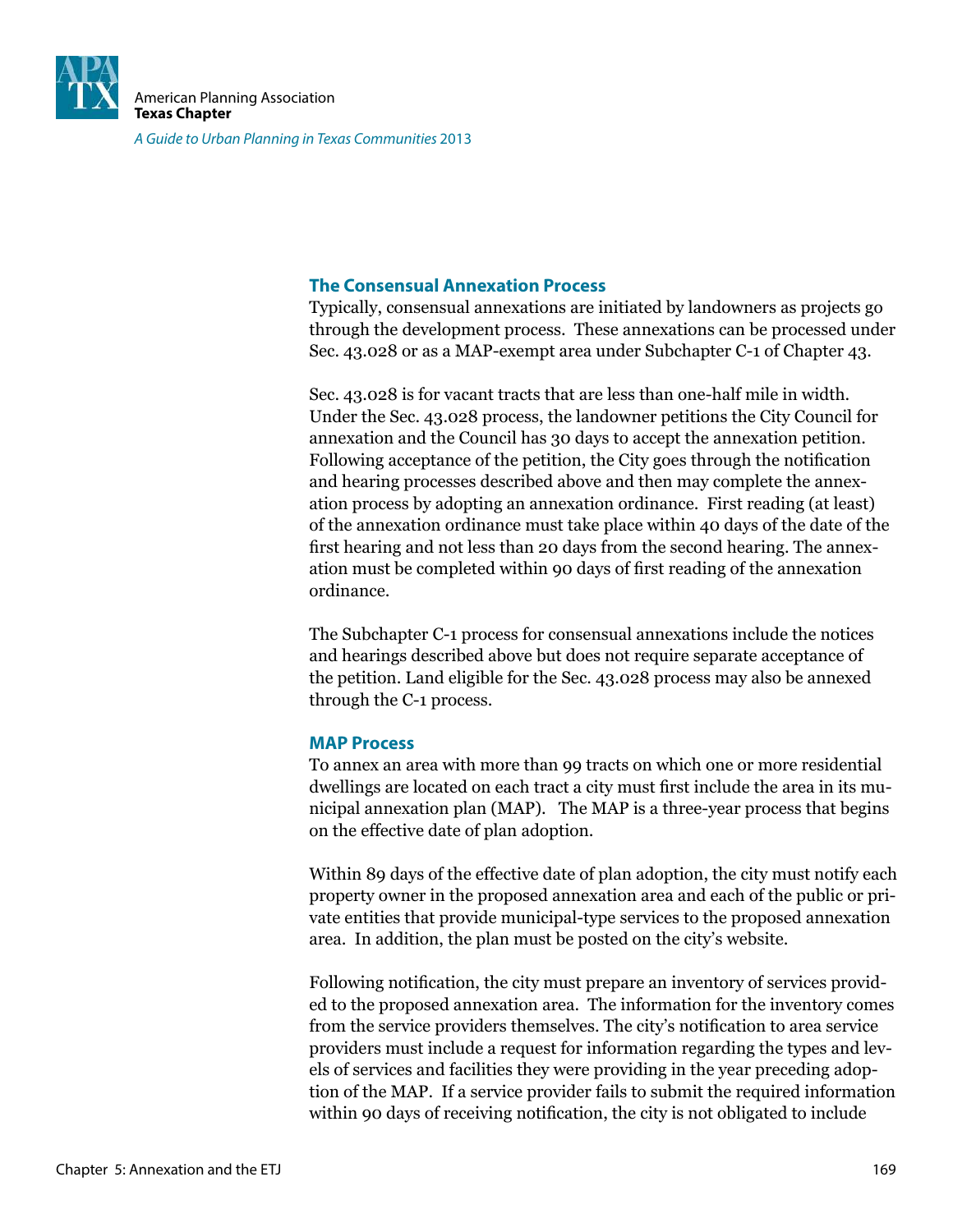### The Consensual Annexation Process

Typically, consensual annexations are initiated by landowners as projects go through the development process. These annexations can be processed under Sec. 43.028 or as a MAP-exempt area under Subchapter C-1 of Chapter 43.

Sec. 43.028 is for vacant tracts that are less than one-half mile in width. Under the Sec. 43.028 process, the landowner petitions the City Council for annexation and the Council has 30 days to accept the annexation petition. Following acceptance of the petition, the City goes through the notification and hearing processes described above and then may complete the annexation process by adopting an annexation ordinance. First reading (at least) of the annexation ordinance must take place within 40 days of the date of the first hearing and not less than 20 days from the second hearing. The annexation must be completed within 90 days of first reading of the annexation ordinance.

The Subchapter C-1 process for consensual annexations include the notices and hearings described above but does not require separate acceptance of the petition. Land eligible for the Sec. 43.028 process may also be annexed through the C-1 process.

### MAP Process

To annex an area with more than 99 tracts on which one or more residential dwellings are located on each tract a city must first include the area in its municipal annexation plan (MAP). The MAP is a three-year process that begins on the effective date of plan adoption.

Within 89 days of the effective date of plan adoption, the city must notify each property owner in the proposed annexation area and each of the public or private entities that provide municipal-type services to the proposed annexation area. In addition, the plan must be posted on the city's website.

Following notification, the city must prepare an inventory of services provided to the proposed annexation area. The information for the inventory comes from the service providers themselves. The city's notification to area service providers must include a request for information regarding the types and levels of services and facilities they were providing in the year preceding adoption of the MAP. If a service provider fails to submit the required information within 90 days of receiving notification, the city is not obligated to include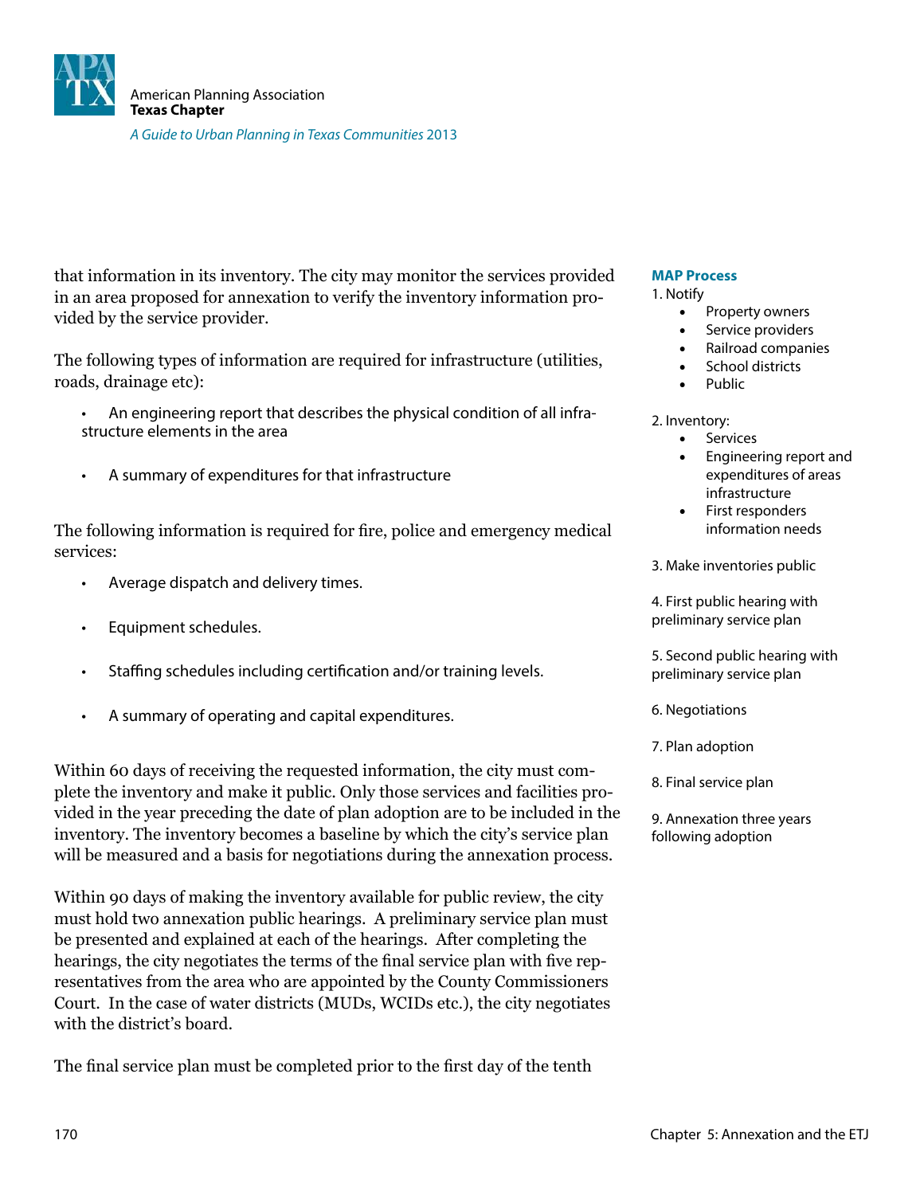that information in its inventory. The city may monitor the services provided in an area proposed for annexation to verify the inventory information provided by the service provider.

The following types of information are required for infrastructure (utilities, roads, drainage etc):

- An engineering report that describes the physical condition of all infrastructure elements in the area
- A summary of expenditures for that infrastructure

The following information is required for fire, police and emergency medical services:

- Average dispatch and delivery times.
- Equipment schedules.
- Staffing schedules including certification and/or training levels.
- A summary of operating and capital expenditures.

Within 60 days of receiving the requested information, the city must complete the inventory and make it public. Only those services and facilities provided in the year preceding the date of plan adoption are to be included in the inventory. The inventory becomes a baseline by which the city's service plan will be measured and a basis for negotiations during the annexation process.

Within 90 days of making the inventory available for public review, the city must hold two annexation public hearings. A preliminary service plan must be presented and explained at each of the hearings. After completing the hearings, the city negotiates the terms of the final service plan with five representatives from the area who are appointed by the County Commissioners Court. In the case of water districts (MUDs, WCIDs etc.), the city negotiates with the district's board.

The final service plan must be completed prior to the first day of the tenth

**MAP Process**

1. Notify
   - Property owners
   - Service providers
   - Railroad companies
   - School districts
   - Public

2. Inventory:
   - Services
   - Engineering report and expenditures of areas infrastructure
   - First responders information needs

3. Make inventories public

4. First public hearing with preliminary service plan

5. Second public hearing with preliminary service plan

6. Negotiations

7. Plan adoption

8. Final service plan

9. Annexation three years following adoption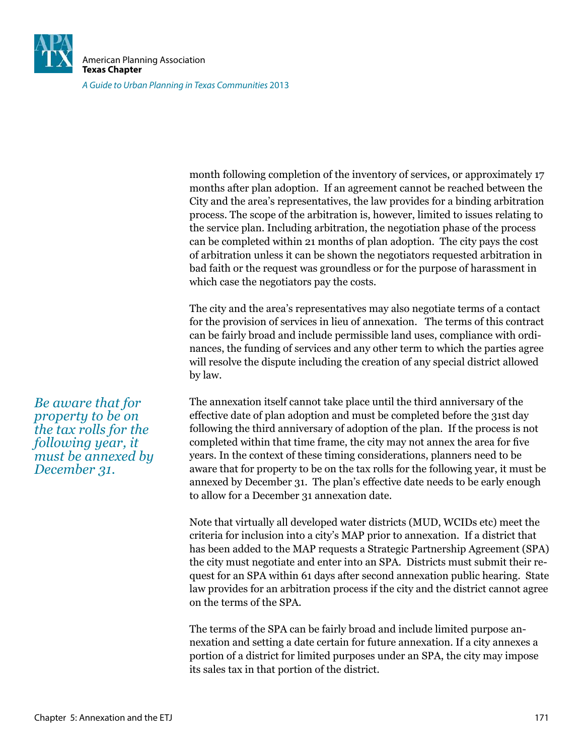month following completion of the inventory of services, or approximately 17 months after plan adoption. If an agreement cannot be reached between the City and the area's representatives, the law provides for a binding arbitration process. The scope of the arbitration is, however, limited to issues relating to the service plan. Including arbitration, the negotiation phase of the process can be completed within 21 months of plan adoption. The city pays the cost of arbitration unless it can be shown the negotiators requested arbitration in bad faith or the request was groundless or for the purpose of harassment in which case the negotiators pay the costs.

The city and the area's representatives may also negotiate terms of a contact for the provision of services in lieu of annexation. The terms of this contract can be fairly broad and include permissible land uses, compliance with ordinances, the funding of services and any other term to which the parties agree will resolve the dispute including the creation of any special district allowed by law.

*Be aware that for property to be on the tax rolls for the following year, it must be annexed by December 31.*

The annexation itself cannot take place until the third anniversary of the effective date of plan adoption and must be completed before the 31st day following the third anniversary of adoption of the plan. If the process is not completed within that time frame, the city may not annex the area for five years. In the context of these timing considerations, planners need to be aware that for property to be on the tax rolls for the following year, it must be annexed by December 31. The plan's effective date needs to be early enough to allow for a December 31 annexation date.

Note that virtually all developed water districts (MUD, WCIDs etc) meet the criteria for inclusion into a city's MAP prior to annexation. If a district that has been added to the MAP requests a Strategic Partnership Agreement (SPA) the city must negotiate and enter into an SPA. Districts must submit their request for an SPA within 61 days after second annexation public hearing. State law provides for an arbitration process if the city and the district cannot agree on the terms of the SPA.

The terms of the SPA can be fairly broad and include limited purpose annexation and setting a date certain for future annexation. If a city annexes a portion of a district for limited purposes under an SPA, the city may impose its sales tax in that portion of the district.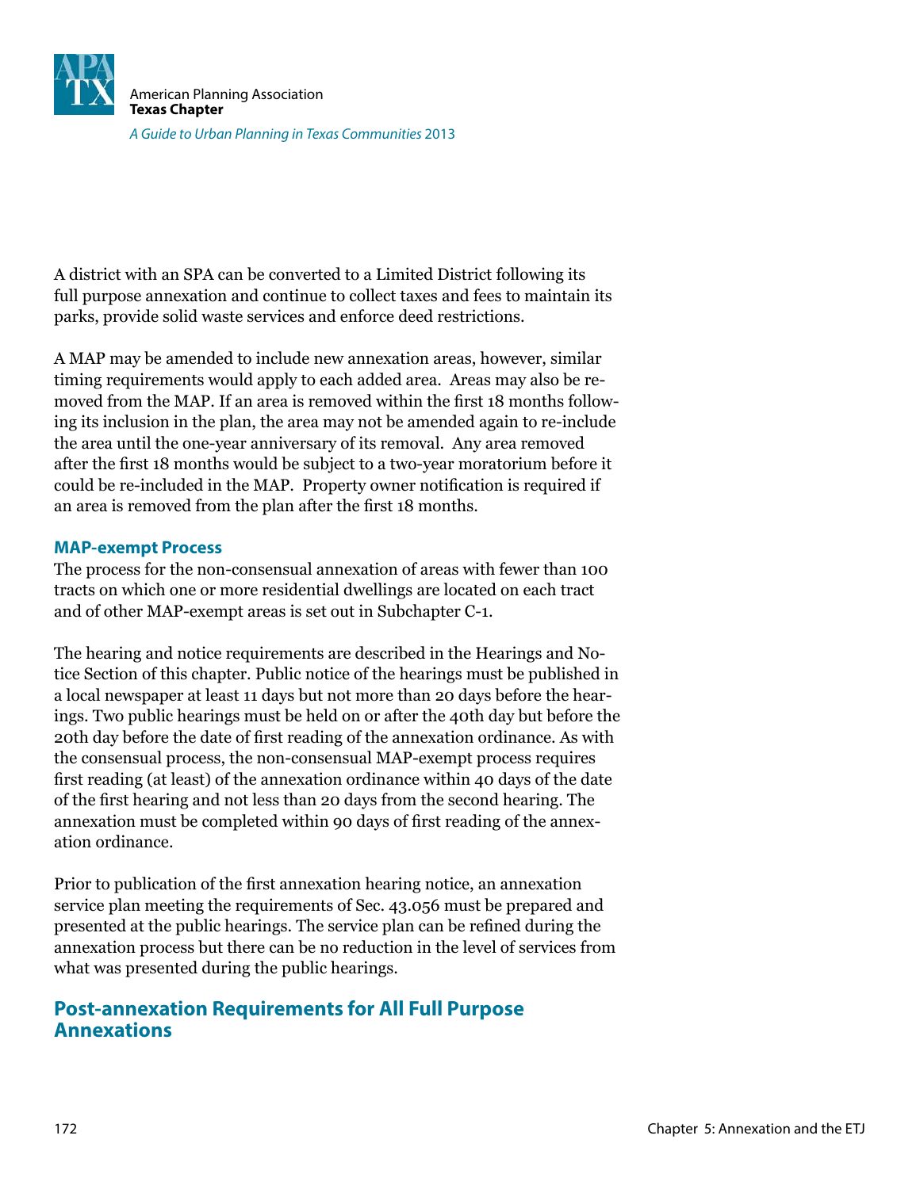A district with an SPA can be converted to a Limited District following its full purpose annexation and continue to collect taxes and fees to maintain its parks, provide solid waste services and enforce deed restrictions.

A MAP may be amended to include new annexation areas, however, similar timing requirements would apply to each added area. Areas may also be removed from the MAP. If an area is removed within the first 18 months following its inclusion in the plan, the area may not be amended again to re-include the area until the one-year anniversary of its removal. Any area removed after the first 18 months would be subject to a two-year moratorium before it could be re-included in the MAP. Property owner notification is required if an area is removed from the plan after the first 18 months.

### MAP-exempt Process

The process for the non-consensual annexation of areas with fewer than 100 tracts on which one or more residential dwellings are located on each tract and of other MAP-exempt areas is set out in Subchapter C-1.

The hearing and notice requirements are described in the Hearings and Notice Section of this chapter. Public notice of the hearings must be published in a local newspaper at least 11 days but not more than 20 days before the hearings. Two public hearings must be held on or after the 40th day but before the 20th day before the date of first reading of the annexation ordinance. As with the consensual process, the non-consensual MAP-exempt process requires first reading (at least) of the annexation ordinance within 40 days of the date of the first hearing and not less than 20 days from the second hearing. The annexation must be completed within 90 days of first reading of the annexation ordinance.

Prior to publication of the first annexation hearing notice, an annexation service plan meeting the requirements of Sec. 43.056 must be prepared and presented at the public hearings. The service plan can be refined during the annexation process but there can be no reduction in the level of services from what was presented during the public hearings.

## Post-annexation Requirements for All Full Purpose Annexations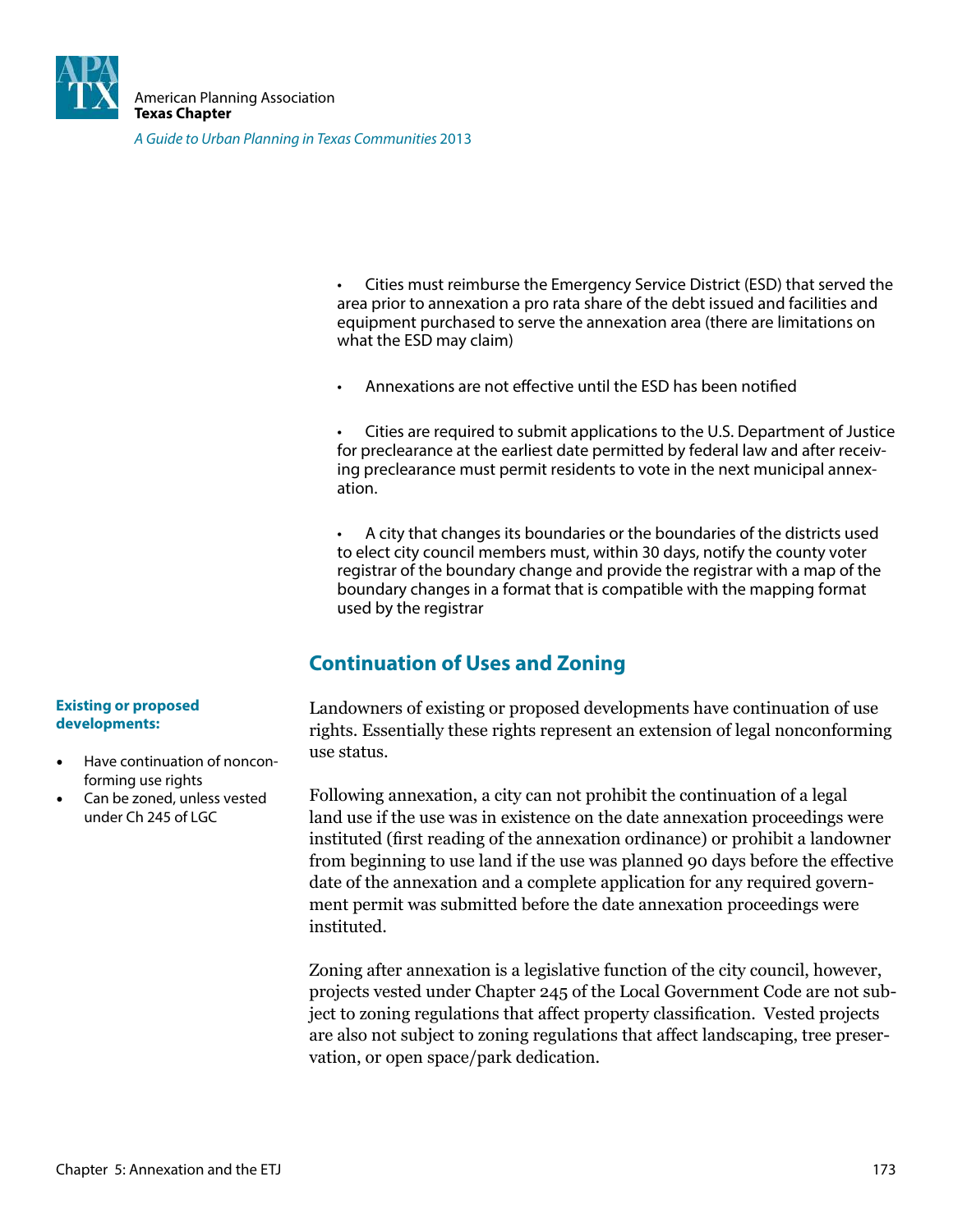- Cities must reimburse the Emergency Service District (ESD) that served the area prior to annexation a pro rata share of the debt issued and facilities and equipment purchased to serve the annexation area (there are limitations on what the ESD may claim)

- Annexations are not effective until the ESD has been notified

- Cities are required to submit applications to the U.S. Department of Justice for preclearance at the earliest date permitted by federal law and after receiving preclearance must permit residents to vote in the next municipal annexation.

- A city that changes its boundaries or the boundaries of the districts used to elect city council members must, within 30 days, notify the county voter registrar of the boundary change and provide the registrar with a map of the boundary changes in a format that is compatible with the mapping format used by the registrar

## Continuation of Uses and Zoning

**Existing or proposed developments:**

- Have continuation of nonconforming use rights
- Can be zoned, unless vested under Ch 245 of LGC

Landowners of existing or proposed developments have continuation of use rights. Essentially these rights represent an extension of legal nonconforming use status.

Following annexation, a city can not prohibit the continuation of a legal land use if the use was in existence on the date annexation proceedings were instituted (first reading of the annexation ordinance) or prohibit a landowner from beginning to use land if the use was planned 90 days before the effective date of the annexation and a complete application for any required government permit was submitted before the date annexation proceedings were instituted.

Zoning after annexation is a legislative function of the city council, however, projects vested under Chapter 245 of the Local Government Code are not subject to zoning regulations that affect property classification. Vested projects are also not subject to zoning regulations that affect landscaping, tree preservation, or open space/park dedication.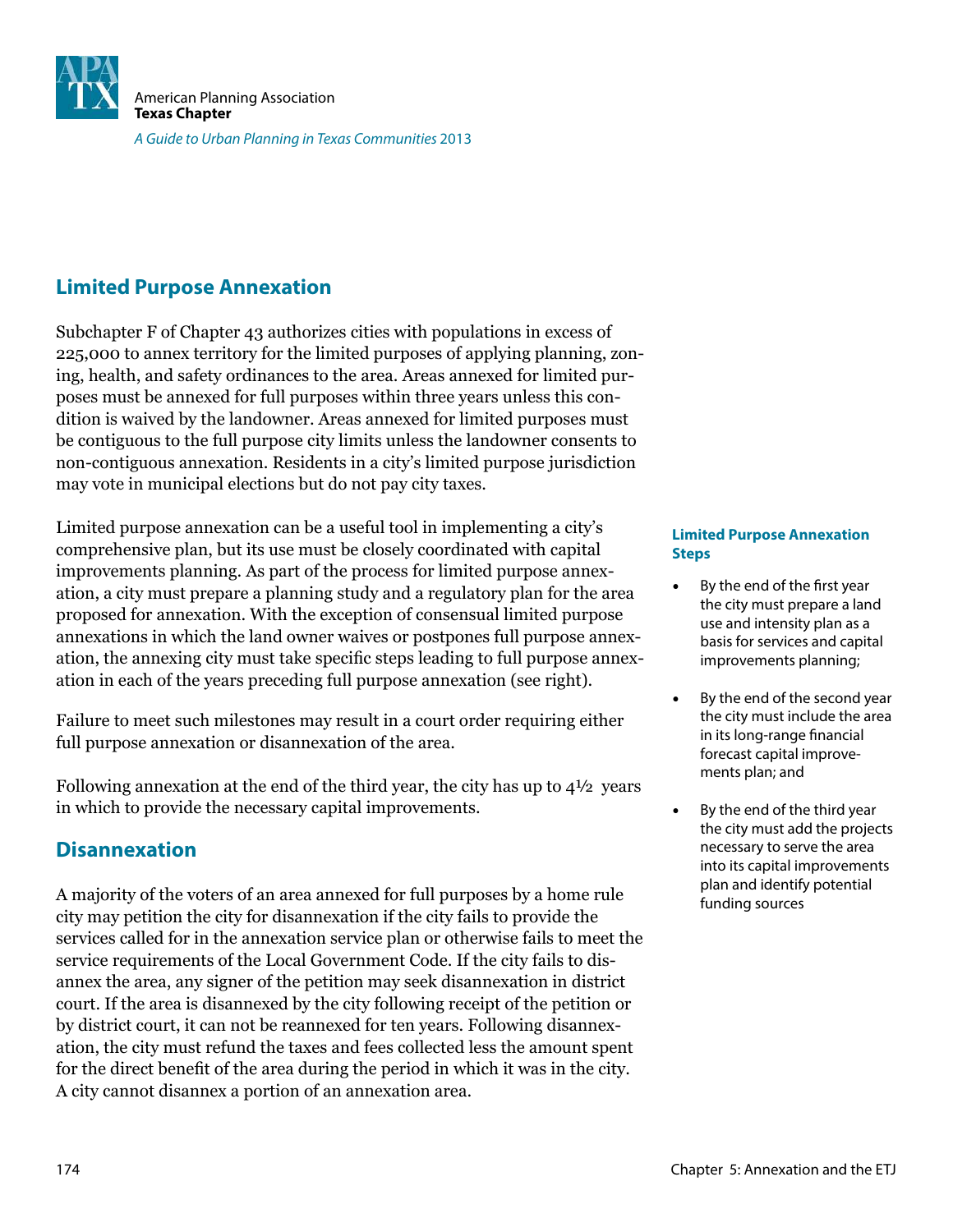## Limited Purpose Annexation

Subchapter F of Chapter 43 authorizes cities with populations in excess of 225,000 to annex territory for the limited purposes of applying planning, zoning, health, and safety ordinances to the area. Areas annexed for limited purposes must be annexed for full purposes within three years unless this condition is waived by the landowner. Areas annexed for limited purposes must be contiguous to the full purpose city limits unless the landowner consents to non-contiguous annexation. Residents in a city's limited purpose jurisdiction may vote in municipal elections but do not pay city taxes.

Limited purpose annexation can be a useful tool in implementing a city's comprehensive plan, but its use must be closely coordinated with capital improvements planning. As part of the process for limited purpose annexation, a city must prepare a planning study and a regulatory plan for the area proposed for annexation. With the exception of consensual limited purpose annexations in which the land owner waives or postpones full purpose annexation, the annexing city must take specific steps leading to full purpose annexation in each of the years preceding full purpose annexation (see right).

Failure to meet such milestones may result in a court order requiring either full purpose annexation or disannexation of the area.

Following annexation at the end of the third year, the city has up to 4½ years in which to provide the necessary capital improvements.

**Limited Purpose Annexation Steps**

- By the end of the first year the city must prepare a land use and intensity plan as a basis for services and capital improvements planning;
- By the end of the second year the city must include the area in its long-range financial forecast capital improvements plan; and
- By the end of the third year the city must add the projects necessary to serve the area into its capital improvements plan and identify potential funding sources

## Disannexation

A majority of the voters of an area annexed for full purposes by a home rule city may petition the city for disannexation if the city fails to provide the services called for in the annexation service plan or otherwise fails to meet the service requirements of the Local Government Code. If the city fails to disannex the area, any signer of the petition may seek disannexation in district court. If the area is disannexed by the city following receipt of the petition or by district court, it can not be reannexed for ten years. Following disannexation, the city must refund the taxes and fees collected less the amount spent for the direct benefit of the area during the period in which it was in the city. A city cannot disannex a portion of an annexation area.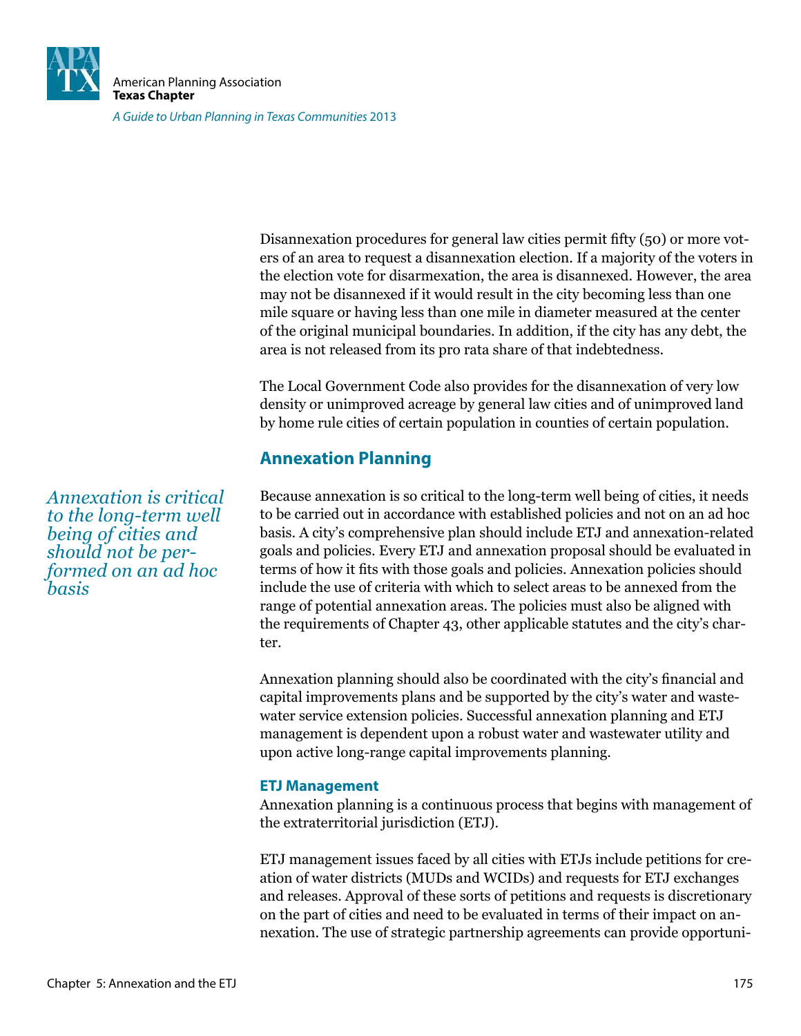Disannexation procedures for general law cities permit fifty (50) or more voters of an area to request a disannexation election. If a majority of the voters in the election vote for disarmexation, the area is disannexed. However, the area may not be disannexed if it would result in the city becoming less than one mile square or having less than one mile in diameter measured at the center of the original municipal boundaries. In addition, if the city has any debt, the area is not released from its pro rata share of that indebtedness.

The Local Government Code also provides for the disannexation of very low density or unimproved acreage by general law cities and of unimproved land by home rule cities of certain population in counties of certain population.

## Annexation Planning

*Annexation is critical to the long-term well being of cities and should not be performed on an ad hoc basis*

Because annexation is so critical to the long-term well being of cities, it needs to be carried out in accordance with established policies and not on an ad hoc basis. A city's comprehensive plan should include ETJ and annexation-related goals and policies. Every ETJ and annexation proposal should be evaluated in terms of how it fits with those goals and policies. Annexation policies should include the use of criteria with which to select areas to be annexed from the range of potential annexation areas. The policies must also be aligned with the requirements of Chapter 43, other applicable statutes and the city's charter.

Annexation planning should also be coordinated with the city's financial and capital improvements plans and be supported by the city's water and wastewater service extension policies. Successful annexation planning and ETJ management is dependent upon a robust water and wastewater utility and upon active long-range capital improvements planning.

### ETJ Management

Annexation planning is a continuous process that begins with management of the extraterritorial jurisdiction (ETJ).

ETJ management issues faced by all cities with ETJs include petitions for creation of water districts (MUDs and WCIDs) and requests for ETJ exchanges and releases. Approval of these sorts of petitions and requests is discretionary on the part of cities and need to be evaluated in terms of their impact on annexation. The use of strategic partnership agreements can provide opportuni-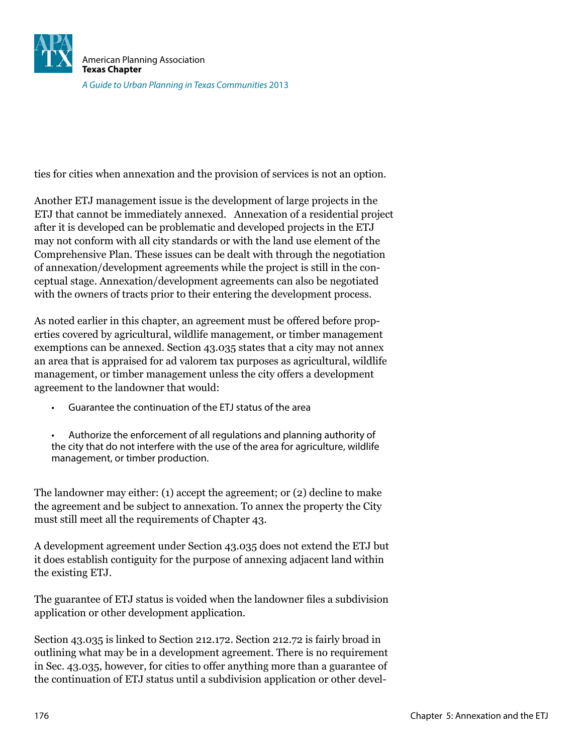ties for cities when annexation and the provision of services is not an option.

Another ETJ management issue is the development of large projects in the ETJ that cannot be immediately annexed. Annexation of a residential project after it is developed can be problematic and developed projects in the ETJ may not conform with all city standards or with the land use element of the Comprehensive Plan. These issues can be dealt with through the negotiation of annexation/development agreements while the project is still in the conceptual stage. Annexation/development agreements can also be negotiated with the owners of tracts prior to their entering the development process.

As noted earlier in this chapter, an agreement must be offered before properties covered by agricultural, wildlife management, or timber management exemptions can be annexed. Section 43.035 states that a city may not annex an area that is appraised for ad valorem tax purposes as agricultural, wildlife management, or timber management unless the city offers a development agreement to the landowner that would:

- Guarantee the continuation of the ETJ status of the area
- Authorize the enforcement of all regulations and planning authority of the city that do not interfere with the use of the area for agriculture, wildlife management, or timber production.

The landowner may either: (1) accept the agreement; or (2) decline to make the agreement and be subject to annexation. To annex the property the City must still meet all the requirements of Chapter 43.

A development agreement under Section 43.035 does not extend the ETJ but it does establish contiguity for the purpose of annexing adjacent land within the existing ETJ.

The guarantee of ETJ status is voided when the landowner files a subdivision application or other development application.

Section 43.035 is linked to Section 212.172. Section 212.72 is fairly broad in outlining what may be in a development agreement. There is no requirement in Sec. 43.035, however, for cities to offer anything more than a guarantee of the continuation of ETJ status until a subdivision application or other devel-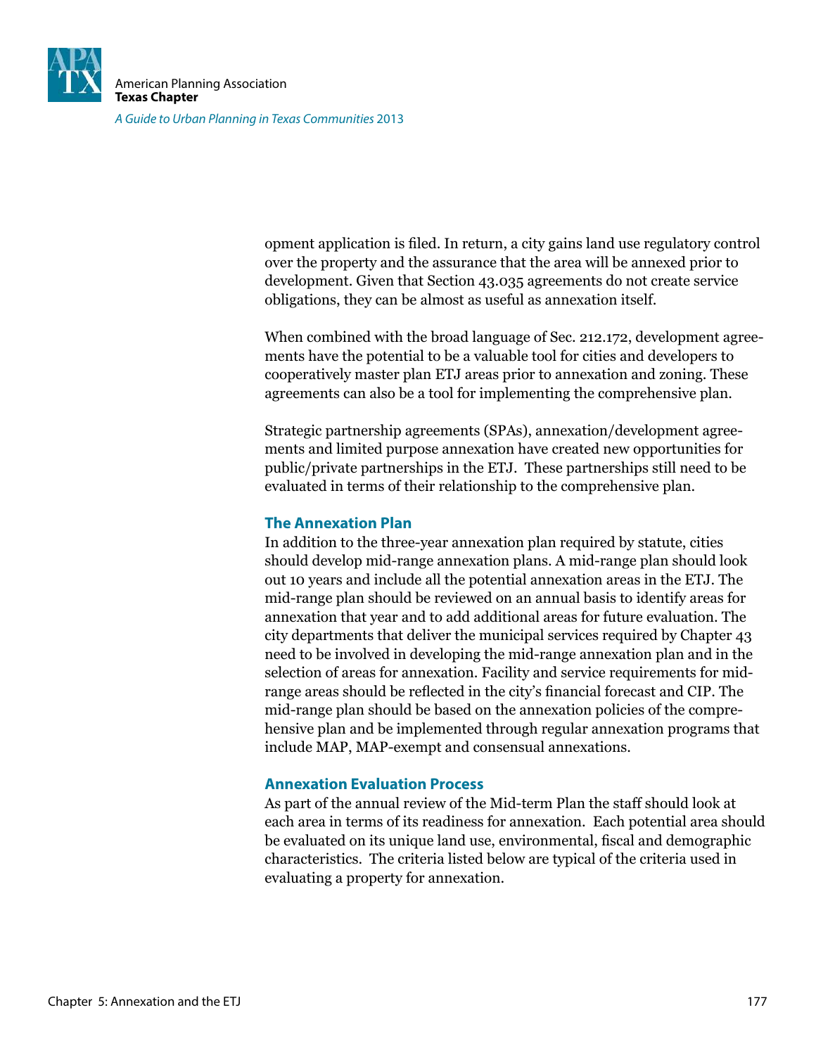opment application is filed. In return, a city gains land use regulatory control over the property and the assurance that the area will be annexed prior to development. Given that Section 43.035 agreements do not create service obligations, they can be almost as useful as annexation itself.

When combined with the broad language of Sec. 212.172, development agreements have the potential to be a valuable tool for cities and developers to cooperatively master plan ETJ areas prior to annexation and zoning. These agreements can also be a tool for implementing the comprehensive plan.

Strategic partnership agreements (SPAs), annexation/development agreements and limited purpose annexation have created new opportunities for public/private partnerships in the ETJ. These partnerships still need to be evaluated in terms of their relationship to the comprehensive plan.

### The Annexation Plan

In addition to the three-year annexation plan required by statute, cities should develop mid-range annexation plans. A mid-range plan should look out 10 years and include all the potential annexation areas in the ETJ. The mid-range plan should be reviewed on an annual basis to identify areas for annexation that year and to add additional areas for future evaluation. The city departments that deliver the municipal services required by Chapter 43 need to be involved in developing the mid-range annexation plan and in the selection of areas for annexation. Facility and service requirements for mid-range areas should be reflected in the city's financial forecast and CIP. The mid-range plan should be based on the annexation policies of the comprehensive plan and be implemented through regular annexation programs that include MAP, MAP-exempt and consensual annexations.

### Annexation Evaluation Process

As part of the annual review of the Mid-term Plan the staff should look at each area in terms of its readiness for annexation. Each potential area should be evaluated on its unique land use, environmental, fiscal and demographic characteristics. The criteria listed below are typical of the criteria used in evaluating a property for annexation.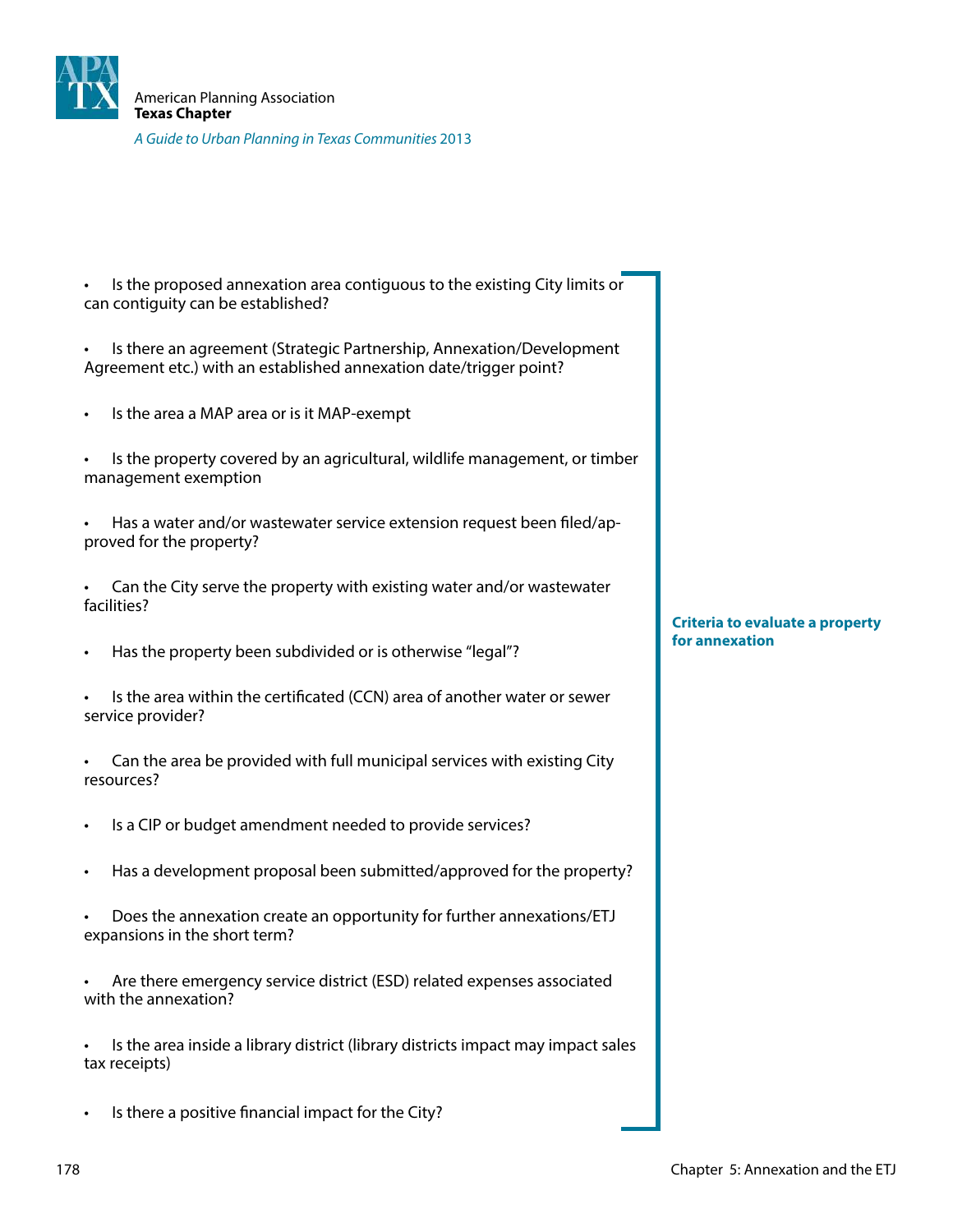**Criteria to evaluate a property for annexation**

- Is the proposed annexation area contiguous to the existing City limits or can contiguity can be established?
- Is there an agreement (Strategic Partnership, Annexation/Development Agreement etc.) with an established annexation date/trigger point?
- Is the area a MAP area or is it MAP-exempt
- Is the property covered by an agricultural, wildlife management, or timber management exemption
- Has a water and/or wastewater service extension request been filed/approved for the property?
- Can the City serve the property with existing water and/or wastewater facilities?
- Has the property been subdivided or is otherwise "legal"?
- Is the area within the certificated (CCN) area of another water or sewer service provider?
- Can the area be provided with full municipal services with existing City resources?
- Is a CIP or budget amendment needed to provide services?
- Has a development proposal been submitted/approved for the property?
- Does the annexation create an opportunity for further annexations/ETJ expansions in the short term?
- Are there emergency service district (ESD) related expenses associated with the annexation?
- Is the area inside a library district (library districts impact may impact sales tax receipts)
- Is there a positive financial impact for the City?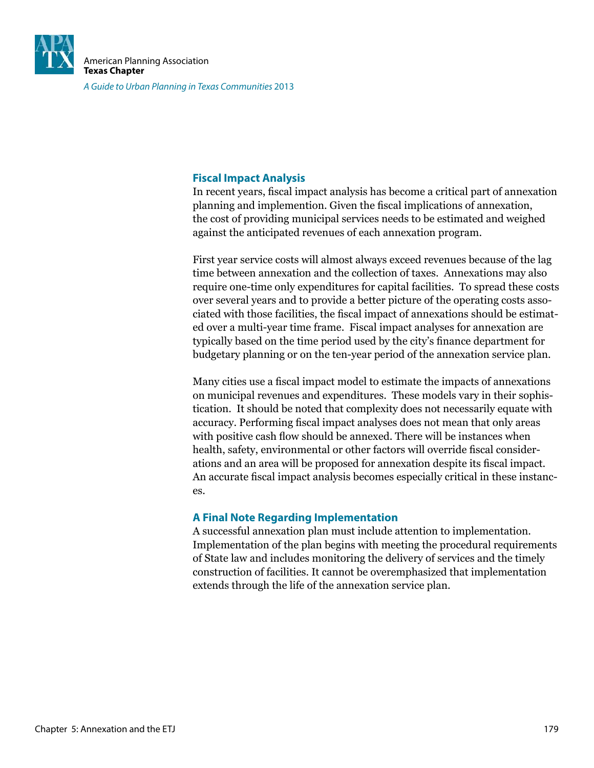### Fiscal Impact Analysis

In recent years, fiscal impact analysis has become a critical part of annexation planning and implemention. Given the fiscal implications of annexation, the cost of providing municipal services needs to be estimated and weighed against the anticipated revenues of each annexation program.

First year service costs will almost always exceed revenues because of the lag time between annexation and the collection of taxes. Annexations may also require one-time only expenditures for capital facilities. To spread these costs over several years and to provide a better picture of the operating costs associated with those facilities, the fiscal impact of annexations should be estimated over a multi-year time frame. Fiscal impact analyses for annexation are typically based on the time period used by the city's finance department for budgetary planning or on the ten-year period of the annexation service plan.

Many cities use a fiscal impact model to estimate the impacts of annexations on municipal revenues and expenditures. These models vary in their sophistication. It should be noted that complexity does not necessarily equate with accuracy. Performing fiscal impact analyses does not mean that only areas with positive cash flow should be annexed. There will be instances when health, safety, environmental or other factors will override fiscal considerations and an area will be proposed for annexation despite its fiscal impact. An accurate fiscal impact analysis becomes especially critical in these instances.

### A Final Note Regarding Implementation

A successful annexation plan must include attention to implementation. Implementation of the plan begins with meeting the procedural requirements of State law and includes monitoring the delivery of services and the timely construction of facilities. It cannot be overemphasized that implementation extends through the life of the annexation service plan.